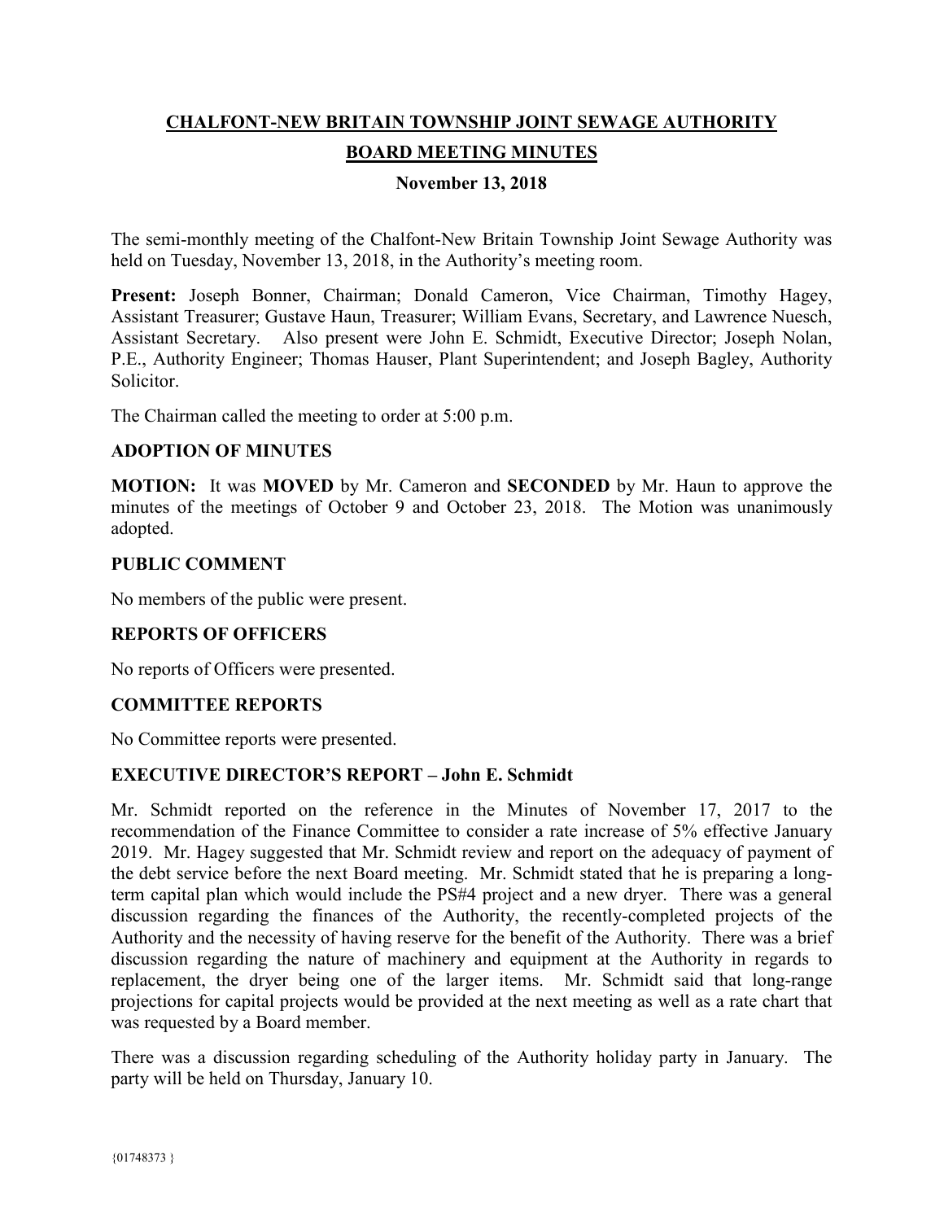# CHALFONT-NEW BRITAIN TOWNSHIP JOINT SEWAGE AUTHORITY

## BOARD MEETING MINUTES

**November 13, 2018**

The semi-monthly meeting of the Chalfont-New Britain Township Joint Sewage Authority was held on Tuesday, November 13, 2018, in the Authority's meeting room.

**Present:** Joseph Bonner, Chairman; Donald Cameron, Vice Chairman, Timothy Hagey, Assistant Treasurer; Gustave Haun, Treasurer; William Evans, Secretary, and Lawrence Nuesch, Assistant Secretary. Also present were John E. Schmidt, Executive Director; Joseph Nolan, P.E., Authority Engineer; Thomas Hauser, Plant Superintendent; and Joseph Bagley, Authority Solicitor.

The Chairman called the meeting to order at 5:00 p.m.

### ADOPTION OF MINUTES

**MOTION:** It was **MOVED** by Mr. Cameron and **SECONDED** by Mr. Haun to approve the minutes of the meetings of October 9 and October 23, 2018. The Motion was unanimously adopted.

### PUBLIC COMMENT

No members of the public were present.

### REPORTS OF OFFICERS

No reports of Officers were presented.

### COMMITTEE REPORTS

No Committee reports were presented.

### EXECUTIVE DIRECTOR'S REPORT – John E. Schmidt

Mr. Schmidt reported on the reference in the Minutes of November 17, 2017 to the recommendation of the Finance Committee to consider a rate increase of 5% effective January 2019. Mr. Hagey suggested that Mr. Schmidt review and report on the adequacy of payment of the debt service before the next Board meeting. Mr. Schmidt stated that he is preparing a long-term capital plan which would include the PS#4 project and a new dryer. There was a general discussion regarding the finances of the Authority, the recently-completed projects of the Authority and the necessity of having reserve for the benefit of the Authority. There was a brief discussion regarding the nature of machinery and equipment at the Authority in regards to replacement, the dryer being one of the larger items. Mr. Schmidt said that long-range projections for capital projects would be provided at the next meeting as well as a rate chart that was requested by a Board member.

There was a discussion regarding scheduling of the Authority holiday party in January. The party will be held on Thursday, January 10.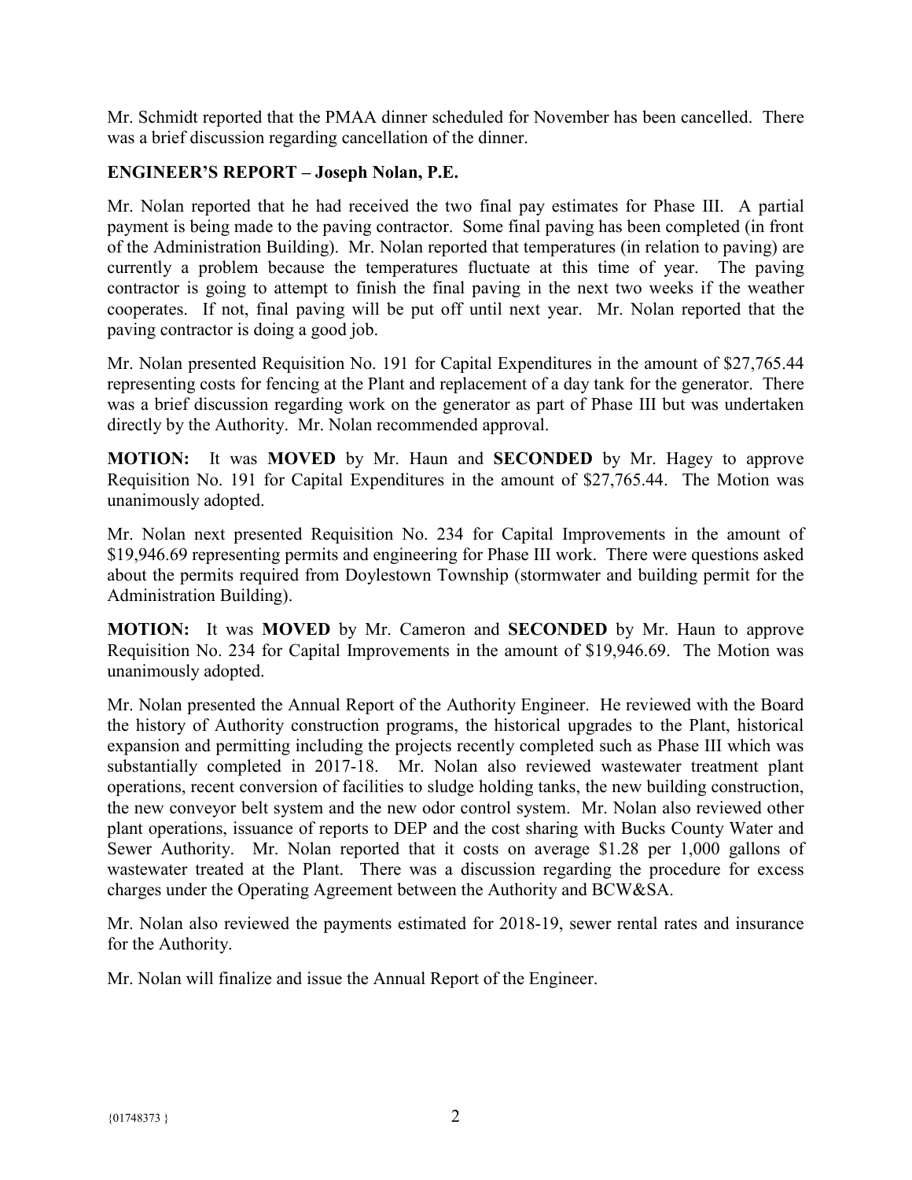Mr. Schmidt reported that the PMAA dinner scheduled for November has been cancelled. There was a brief discussion regarding cancellation of the dinner.

**ENGINEER'S REPORT – Joseph Nolan, P.E.**

Mr. Nolan reported that he had received the two final pay estimates for Phase III. A partial payment is being made to the paving contractor. Some final paving has been completed (in front of the Administration Building). Mr. Nolan reported that temperatures (in relation to paving) are currently a problem because the temperatures fluctuate at this time of year. The paving contractor is going to attempt to finish the final paving in the next two weeks if the weather cooperates. If not, final paving will be put off until next year. Mr. Nolan reported that the paving contractor is doing a good job.

Mr. Nolan presented Requisition No. 191 for Capital Expenditures in the amount of $27,765.44 representing costs for fencing at the Plant and replacement of a day tank for the generator. There was a brief discussion regarding work on the generator as part of Phase III but was undertaken directly by the Authority. Mr. Nolan recommended approval.

**MOTION:** It was **MOVED** by Mr. Haun and **SECONDED** by Mr. Hagey to approve Requisition No. 191 for Capital Expenditures in the amount of $27,765.44. The Motion was unanimously adopted.

Mr. Nolan next presented Requisition No. 234 for Capital Improvements in the amount of $19,946.69 representing permits and engineering for Phase III work. There were questions asked about the permits required from Doylestown Township (stormwater and building permit for the Administration Building).

**MOTION:** It was **MOVED** by Mr. Cameron and **SECONDED** by Mr. Haun to approve Requisition No. 234 for Capital Improvements in the amount of $19,946.69. The Motion was unanimously adopted.

Mr. Nolan presented the Annual Report of the Authority Engineer. He reviewed with the Board the history of Authority construction programs, the historical upgrades to the Plant, historical expansion and permitting including the projects recently completed such as Phase III which was substantially completed in 2017-18. Mr. Nolan also reviewed wastewater treatment plant operations, recent conversion of facilities to sludge holding tanks, the new building construction, the new conveyor belt system and the new odor control system. Mr. Nolan also reviewed other plant operations, issuance of reports to DEP and the cost sharing with Bucks County Water and Sewer Authority. Mr. Nolan reported that it costs on average $1.28 per 1,000 gallons of wastewater treated at the Plant. There was a discussion regarding the procedure for excess charges under the Operating Agreement between the Authority and BCW&SA.

Mr. Nolan also reviewed the payments estimated for 2018-19, sewer rental rates and insurance for the Authority.

Mr. Nolan will finalize and issue the Annual Report of the Engineer.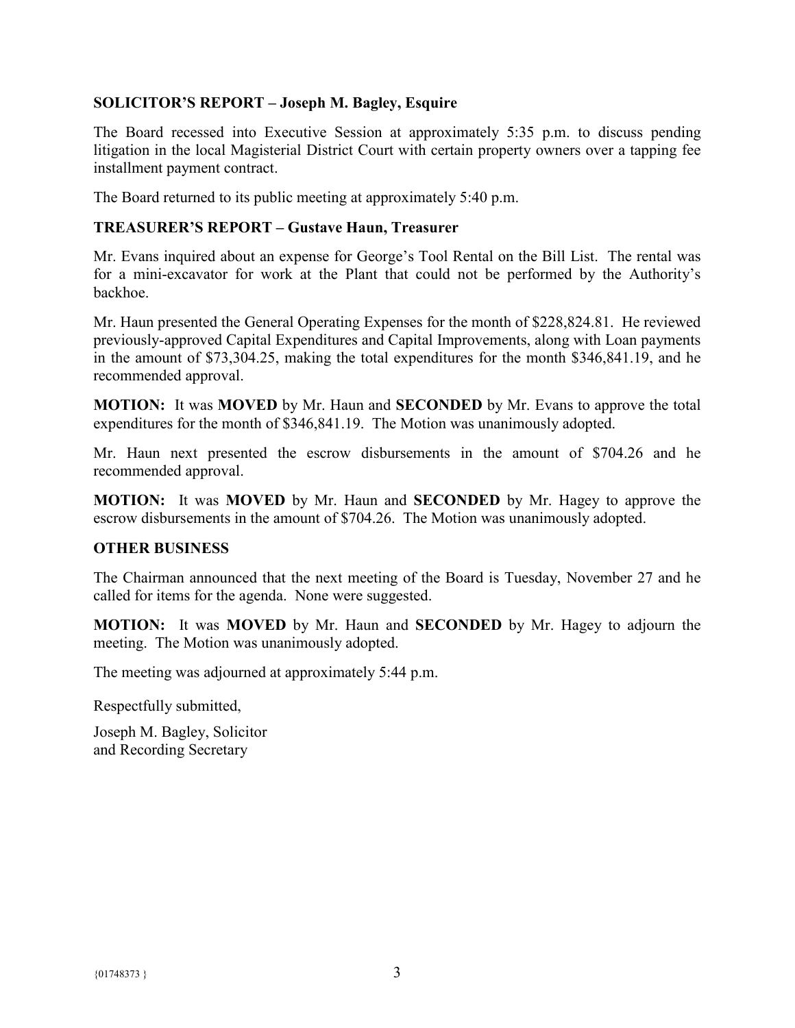**SOLICITOR'S REPORT – Joseph M. Bagley, Esquire**

The Board recessed into Executive Session at approximately 5:35 p.m. to discuss pending litigation in the local Magisterial District Court with certain property owners over a tapping fee installment payment contract.

The Board returned to its public meeting at approximately 5:40 p.m.

**TREASURER'S REPORT – Gustave Haun, Treasurer**

Mr. Evans inquired about an expense for George's Tool Rental on the Bill List. The rental was for a mini-excavator for work at the Plant that could not be performed by the Authority's backhoe.

Mr. Haun presented the General Operating Expenses for the month of $228,824.81. He reviewed previously-approved Capital Expenditures and Capital Improvements, along with Loan payments in the amount of $73,304.25, making the total expenditures for the month $346,841.19, and he recommended approval.

**MOTION:** It was **MOVED** by Mr. Haun and **SECONDED** by Mr. Evans to approve the total expenditures for the month of $346,841.19. The Motion was unanimously adopted.

Mr. Haun next presented the escrow disbursements in the amount of $704.26 and he recommended approval.

**MOTION:** It was **MOVED** by Mr. Haun and **SECONDED** by Mr. Hagey to approve the escrow disbursements in the amount of $704.26. The Motion was unanimously adopted.

**OTHER BUSINESS**

The Chairman announced that the next meeting of the Board is Tuesday, November 27 and he called for items for the agenda. None were suggested.

**MOTION:** It was **MOVED** by Mr. Haun and **SECONDED** by Mr. Hagey to adjourn the meeting. The Motion was unanimously adopted.

The meeting was adjourned at approximately 5:44 p.m.

Respectfully submitted,

Joseph M. Bagley, Solicitor
and Recording Secretary

{01748373 }